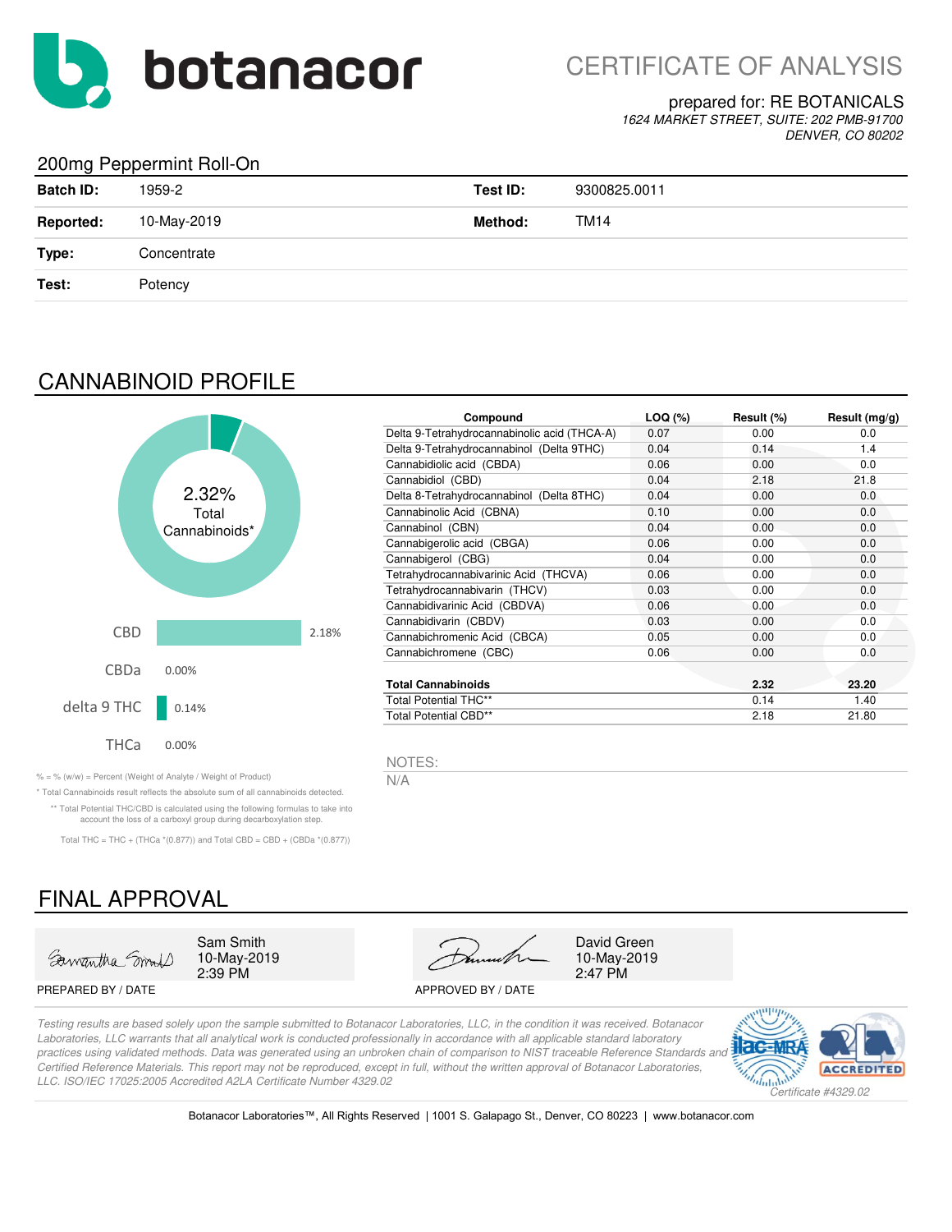# CERTIFICATE OF ANALYSIS

botanacor

prepared for: RE BOTANICALS
*1624 MARKET STREET, SUITE: 202 PMB-91700*
*DENVER, CO 80202*

## 200mg Peppermint Roll-On

| | | | |
|---|---|---|---|
| **Batch ID:** | 1959-2 | **Test ID:** | 9300825.0011 |
| **Reported:** | 10-May-2019 | **Method:** | TM14 |
| **Type:** | Concentrate | | |
| **Test:** | Potency | | |

## CANNABINOID PROFILE

2.32% Total Cannabinoids*

| | |
|---|---|
| CBD | 2.18% |
| CBDa | 0.00% |
| delta 9 THC | 0.14% |
| THCa | 0.00% |

| Compound | LOQ (%) | Result (%) | Result (mg/g) |
|---|---|---|---|
| Delta 9-Tetrahydrocannabinolic acid (THCA-A) | 0.07 | 0.00 | 0.0 |
| Delta 9-Tetrahydrocannabinol (Delta 9THC) | 0.04 | 0.14 | 1.4 |
| Cannabidiolic acid (CBDA) | 0.06 | 0.00 | 0.0 |
| Cannabidiol (CBD) | 0.04 | 2.18 | 21.8 |
| Delta 8-Tetrahydrocannabinol (Delta 8THC) | 0.04 | 0.00 | 0.0 |
| Cannabinolic Acid (CBNA) | 0.10 | 0.00 | 0.0 |
| Cannabinol (CBN) | 0.04 | 0.00 | 0.0 |
| Cannabigerolic acid (CBGA) | 0.06 | 0.00 | 0.0 |
| Cannabigerol (CBG) | 0.04 | 0.00 | 0.0 |
| Tetrahydrocannabivarinic Acid (THCVA) | 0.06 | 0.00 | 0.0 |
| Tetrahydrocannabivarin (THCV) | 0.03 | 0.00 | 0.0 |
| Cannabidivarinic Acid (CBDVA) | 0.06 | 0.00 | 0.0 |
| Cannabidivarin (CBDV) | 0.03 | 0.00 | 0.0 |
| Cannabichromenic Acid (CBCA) | 0.05 | 0.00 | 0.0 |
| Cannabichromene (CBC) | 0.06 | 0.00 | 0.0 |
| **Total Cannabinoids** | | **2.32** | **23.20** |
| Total Potential THC** | | 0.14 | 1.40 |
| Total Potential CBD** | | 2.18 | 21.80 |

% = % (w/w) = Percent (Weight of Analyte / Weight of Product)

\* Total Cannabinoids result reflects the absolute sum of all cannabinoids detected.

** Total Potential THC/CBD is calculated using the following formulas to take into account the loss of a carboxyl group during decarboxylation step.

Total THC = THC + (THCa *(0.877)) and Total CBD = CBD + (CBDa *(0.877))

NOTES:

N/A

## FINAL APPROVAL

Sam Smith
10-May-2019
2:39 PM

PREPARED BY / DATE

David Green
10-May-2019
2:47 PM

APPROVED BY / DATE

*Testing results are based solely upon the sample submitted to Botanacor Laboratories, LLC, in the condition it was received. Botanacor Laboratories, LLC warrants that all analytical work is conducted professionally in accordance with all applicable standard laboratory practices using validated methods. Data was generated using an unbroken chain of comparison to NIST traceable Reference Standards and Certified Reference Materials. This report may not be reproduced, except in full, without the written approval of Botanacor Laboratories, LLC. ISO/IEC 17025:2005 Accredited A2LA Certificate Number 4329.02*

*Certificate #4329.02*

Botanacor Laboratories™, All Rights Reserved | 1001 S. Galapago St., Denver, CO 80223 | www.botanacor.com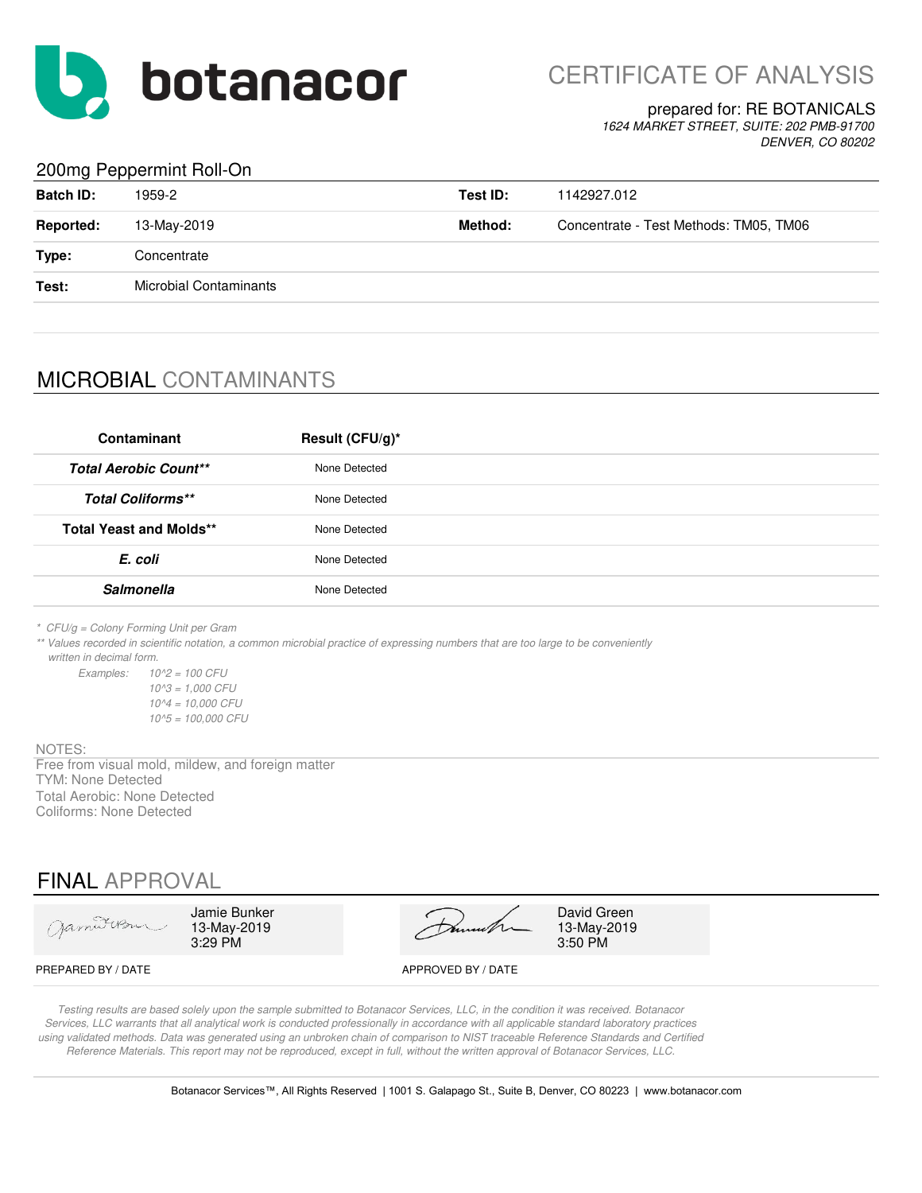botanacor

# CERTIFICATE OF ANALYSIS

prepared for: RE BOTANICALS
*1624 MARKET STREET, SUITE: 202 PMB-91700*
*DENVER, CO 80202*

## 200mg Peppermint Roll-On

| | | | |
|---|---|---|---|
| **Batch ID:** | 1959-2 | **Test ID:** | 1142927.012 |
| **Reported:** | 13-May-2019 | **Method:** | Concentrate - Test Methods: TM05, TM06 |
| **Type:** | Concentrate | | |
| **Test:** | Microbial Contaminants | | |

## MICROBIAL CONTAMINANTS

| Contaminant | Result (CFU/g)* |
|---|---|
| ***Total Aerobic Count**** | None Detected |
| ***Total Coliforms**** | None Detected |
| **Total Yeast and Molds**** | None Detected |
| ***E. coli*** | None Detected |
| ***Salmonella*** | None Detected |

*\* CFU/g = Colony Forming Unit per Gram*
*\*\* Values recorded in scientific notation, a common microbial practice of expressing numbers that are too large to be conveniently written in decimal form.*

*Examples:*
*10^2 = 100 CFU*
*10^3 = 1,000 CFU*
*10^4 = 10,000 CFU*
*10^5 = 100,000 CFU*

NOTES:
Free from visual mold, mildew, and foreign matter
TYM: None Detected
Total Aerobic: None Detected
Coliforms: None Detected

## FINAL APPROVAL

| PREPARED BY / DATE | APPROVED BY / DATE |
|---|---|
| Jamie Bunker, 13-May-2019, 3:29 PM | David Green, 13-May-2019, 3:50 PM |

*Testing results are based solely upon the sample submitted to Botanacor Services, LLC, in the condition it was received. Botanacor Services, LLC warrants that all analytical work is conducted professionally in accordance with all applicable standard laboratory practices using validated methods. Data was generated using an unbroken chain of comparison to NIST traceable Reference Standards and Certified Reference Materials. This report may not be reproduced, except in full, without the written approval of Botanacor Services, LLC.*

Botanacor Services™, All Rights Reserved | 1001 S. Galapago St., Suite B, Denver, CO 80223 | www.botanacor.com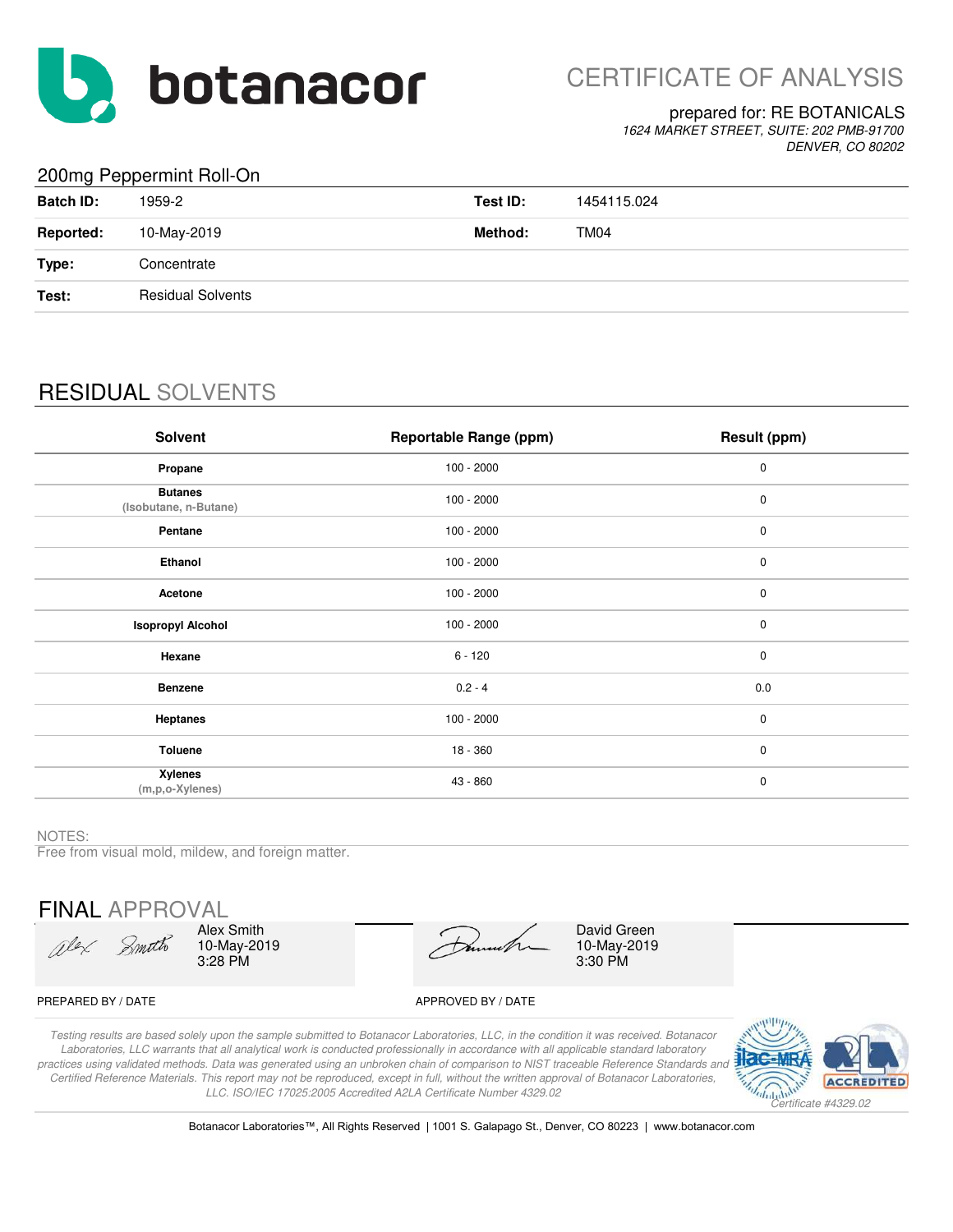# botanacor

## CERTIFICATE OF ANALYSIS

prepared for: RE BOTANICALS
*1624 MARKET STREET, SUITE: 202 PMB-91700*
*DENVER, CO 80202*

### 200mg Peppermint Roll-On

| | | | |
|---|---|---|---|
| **Batch ID:** | 1959-2 | **Test ID:** | 1454115.024 |
| **Reported:** | 10-May-2019 | **Method:** | TM04 |
| **Type:** | Concentrate | | |
| **Test:** | Residual Solvents | | |

## RESIDUAL SOLVENTS

| Solvent | Reportable Range (ppm) | Result (ppm) |
|---|---|---|
| **Propane** | 100 - 2000 | 0 |
| **Butanes** (Isobutane, n-Butane) | 100 - 2000 | 0 |
| **Pentane** | 100 - 2000 | 0 |
| **Ethanol** | 100 - 2000 | 0 |
| **Acetone** | 100 - 2000 | 0 |
| **Isopropyl Alcohol** | 100 - 2000 | 0 |
| **Hexane** | 6 - 120 | 0 |
| **Benzene** | 0.2 - 4 | 0.0 |
| **Heptanes** | 100 - 2000 | 0 |
| **Toluene** | 18 - 360 | 0 |
| **Xylenes** (m,p,o-Xylenes) | 43 - 860 | 0 |

NOTES:
Free from visual mold, mildew, and foreign matter.

## FINAL APPROVAL

| | |
|---|---|
| Alex Smith<br>10-May-2019<br>3:28 PM | David Green<br>10-May-2019<br>3:30 PM |
| PREPARED BY / DATE | APPROVED BY / DATE |

*Testing results are based solely upon the sample submitted to Botanacor Laboratories, LLC, in the condition it was received. Botanacor Laboratories, LLC warrants that all analytical work is conducted professionally in accordance with all applicable standard laboratory practices using validated methods. Data was generated using an unbroken chain of comparison to NIST traceable Reference Standards and Certified Reference Materials. This report may not be reproduced, except in full, without the written approval of Botanacor Laboratories, LLC. ISO/IEC 17025:2005 Accredited A2LA Certificate Number 4329.02*

*Certificate #4329.02*

Botanacor Laboratories™, All Rights Reserved | 1001 S. Galapago St., Denver, CO 80223 | www.botanacor.com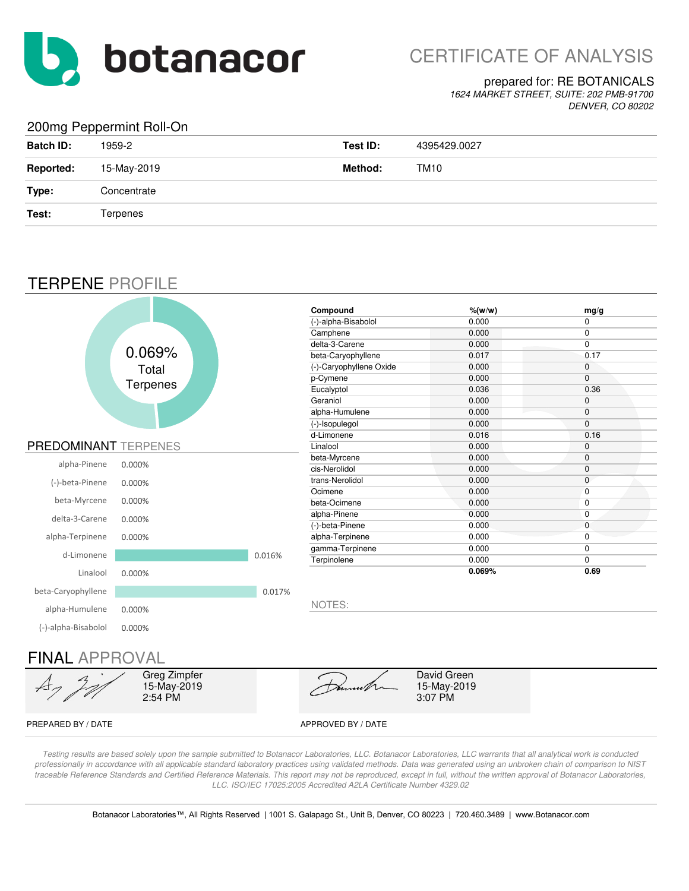# botanacor

## CERTIFICATE OF ANALYSIS

prepared for: RE BOTANICALS

*1624 MARKET STREET, SUITE: 202 PMB-91700*
*DENVER, CO 80202*

### 200mg Peppermint Roll-On

| | | | |
|---|---|---|---|
| **Batch ID:** | 1959-2 | **Test ID:** | 4395429.0027 |
| **Reported:** | 15-May-2019 | **Method:** | TM10 |
| **Type:** | Concentrate | | |
| **Test:** | Terpenes | | |

## TERPENE PROFILE

0.069% Total Terpenes

| Compound | %(w/w) | mg/g |
|---|---|---|
| (-)-alpha-Bisabolol | 0.000 | 0 |
| Camphene | 0.000 | 0 |
| delta-3-Carene | 0.000 | 0 |
| beta-Caryophyllene | 0.017 | 0.17 |
| (-)-Caryophyllene Oxide | 0.000 | 0 |
| p-Cymene | 0.000 | 0 |
| Eucalyptol | 0.036 | 0.36 |
| Geraniol | 0.000 | 0 |
| alpha-Humulene | 0.000 | 0 |
| (-)-Isopulegol | 0.000 | 0 |
| d-Limonene | 0.016 | 0.16 |
| Linalool | 0.000 | 0 |
| beta-Myrcene | 0.000 | 0 |
| cis-Nerolidol | 0.000 | 0 |
| trans-Nerolidol | 0.000 | 0 |
| Ocimene | 0.000 | 0 |
| beta-Ocimene | 0.000 | 0 |
| alpha-Pinene | 0.000 | 0 |
| (-)-beta-Pinene | 0.000 | 0 |
| alpha-Terpinene | 0.000 | 0 |
| gamma-Terpinene | 0.000 | 0 |
| Terpinolene | 0.000 | 0 |
| | **0.069%** | **0.69** |

### PREDOMINANT TERPENES

| Terpene | % |
|---|---|
| alpha-Pinene | 0.000% |
| (-)-beta-Pinene | 0.000% |
| beta-Myrcene | 0.000% |
| delta-3-Carene | 0.000% |
| alpha-Terpinene | 0.000% |
| d-Limonene | 0.016% |
| Linalool | 0.000% |
| beta-Caryophyllene | 0.017% |
| alpha-Humulene | 0.000% |
| (-)-alpha-Bisabolol | 0.000% |

NOTES:

## FINAL APPROVAL

| PREPARED BY / DATE | APPROVED BY / DATE |
|---|---|
| Greg Zimpfer<br>15-May-2019<br>2:54 PM | David Green<br>15-May-2019<br>3:07 PM |

*Testing results are based solely upon the sample submitted to Botanacor Laboratories, LLC. Botanacor Laboratories, LLC warrants that all analytical work is conducted professionally in accordance with all applicable standard laboratory practices using validated methods. Data was generated using an unbroken chain of comparison to NIST traceable Reference Standards and Certified Reference Materials. This report may not be reproduced, except in full, without the written approval of Botanacor Laboratories, LLC. ISO/IEC 17025:2005 Accredited A2LA Certificate Number 4329.02*

Botanacor Laboratories™, All Rights Reserved | 1001 S. Galapago St., Unit B, Denver, CO 80223 | 720.460.3489 | www.Botanacor.com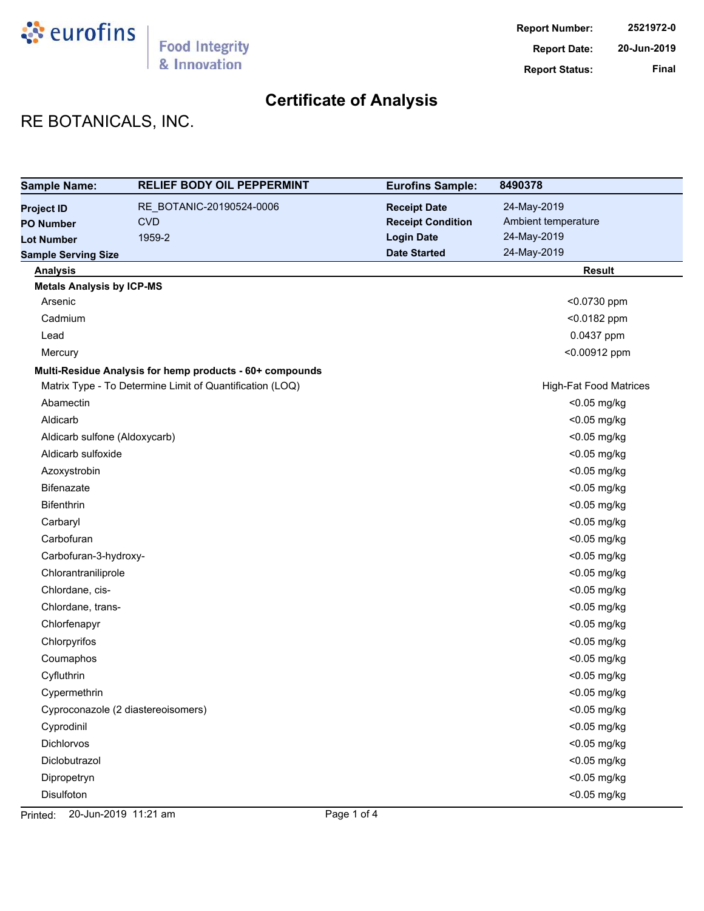eurofins | Food Integrity & Innovation

| Report Number: | 2521972-0 |
|---|---|
| Report Date: | 20-Jun-2019 |
| Report Status: | Final |

# Certificate of Analysis

## RE BOTANICALS, INC.

| Sample Name: | RELIEF BODY OIL PEPPERMINT | Eurofins Sample: | 8490378 |
|---|---|---|---|
| Project ID | RE_BOTANIC-20190524-0006 | Receipt Date | 24-May-2019 |
| PO Number | CVD | Receipt Condition | Ambient temperature |
| Lot Number | 1959-2 | Login Date | 24-May-2019 |
| Sample Serving Size | | Date Started | 24-May-2019 |

| Analysis | Result |
|---|---|
| **Metals Analysis by ICP-MS** | |
| Arsenic | <0.0730 ppm |
| Cadmium | <0.0182 ppm |
| Lead | 0.0437 ppm |
| Mercury | <0.00912 ppm |
| **Multi-Residue Analysis for hemp products - 60+ compounds** | |
| Matrix Type - To Determine Limit of Quantification (LOQ) | High-Fat Food Matrices |
| Abamectin | <0.05 mg/kg |
| Aldicarb | <0.05 mg/kg |
| Aldicarb sulfone (Aldoxycarb) | <0.05 mg/kg |
| Aldicarb sulfoxide | <0.05 mg/kg |
| Azoxystrobin | <0.05 mg/kg |
| Bifenazate | <0.05 mg/kg |
| Bifenthrin | <0.05 mg/kg |
| Carbaryl | <0.05 mg/kg |
| Carbofuran | <0.05 mg/kg |
| Carbofuran-3-hydroxy- | <0.05 mg/kg |
| Chlorantraniliprole | <0.05 mg/kg |
| Chlordane, cis- | <0.05 mg/kg |
| Chlordane, trans- | <0.05 mg/kg |
| Chlorfenapyr | <0.05 mg/kg |
| Chlorpyrifos | <0.05 mg/kg |
| Coumaphos | <0.05 mg/kg |
| Cyfluthrin | <0.05 mg/kg |
| Cypermethrin | <0.05 mg/kg |
| Cyproconazole (2 diastereoisomers) | <0.05 mg/kg |
| Cyprodinil | <0.05 mg/kg |
| Dichlorvos | <0.05 mg/kg |
| Diclobutrazol | <0.05 mg/kg |
| Dipropetryn | <0.05 mg/kg |
| Disulfoton | <0.05 mg/kg |

Printed: 20-Jun-2019 11:21 am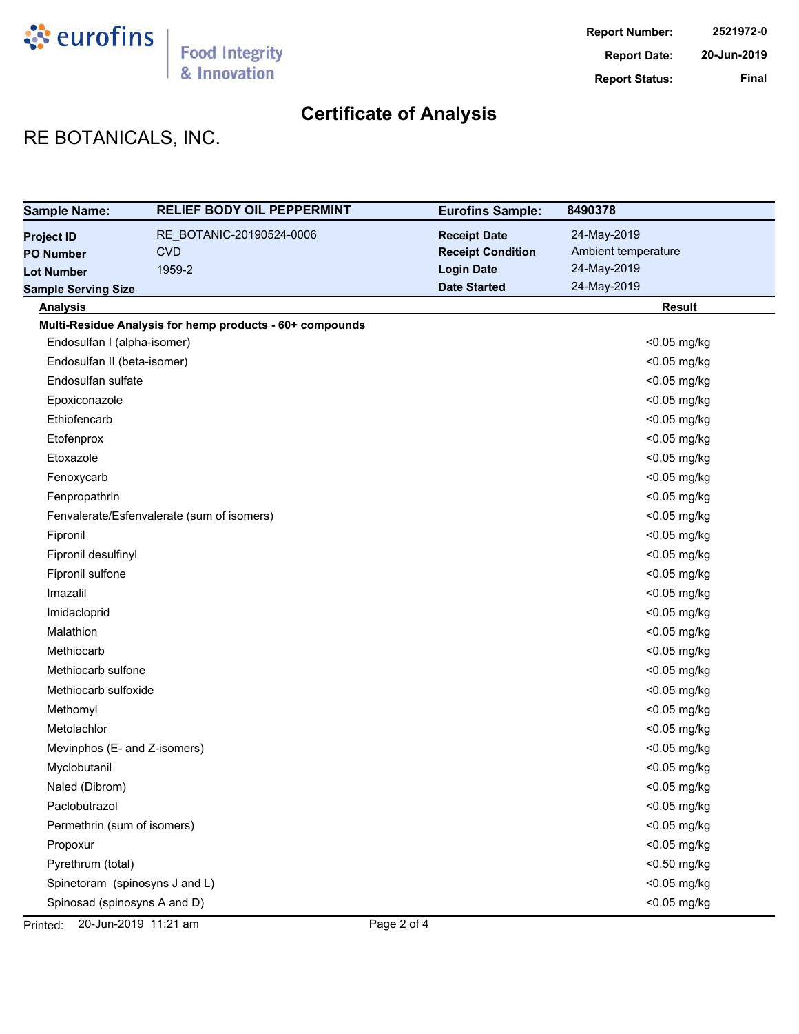# Certificate of Analysis

**Report Number:** 2521972-0
**Report Date:** 20-Jun-2019
**Report Status:** Final

## RE BOTANICALS, INC.

| **Sample Name:** | **RELIEF BODY OIL PEPPERMINT** | **Eurofins Sample:** | **8490378** |
|---|---|---|---|
| **Project ID** | RE_BOTANIC-20190524-0006 | **Receipt Date** | 24-May-2019 |
| **PO Number** | CVD | **Receipt Condition** | Ambient temperature |
| **Lot Number** | 1959-2 | **Login Date** | 24-May-2019 |
| **Sample Serving Size** | | **Date Started** | 24-May-2019 |

| Analysis | Result |
|---|---|
| **Multi-Residue Analysis for hemp products - 60+ compounds** | |
| Endosulfan I (alpha-isomer) | <0.05 mg/kg |
| Endosulfan II (beta-isomer) | <0.05 mg/kg |
| Endosulfan sulfate | <0.05 mg/kg |
| Epoxiconazole | <0.05 mg/kg |
| Ethiofencarb | <0.05 mg/kg |
| Etofenprox | <0.05 mg/kg |
| Etoxazole | <0.05 mg/kg |
| Fenoxycarb | <0.05 mg/kg |
| Fenpropathrin | <0.05 mg/kg |
| Fenvalerate/Esfenvalerate (sum of isomers) | <0.05 mg/kg |
| Fipronil | <0.05 mg/kg |
| Fipronil desulfinyl | <0.05 mg/kg |
| Fipronil sulfone | <0.05 mg/kg |
| Imazalil | <0.05 mg/kg |
| Imidacloprid | <0.05 mg/kg |
| Malathion | <0.05 mg/kg |
| Methiocarb | <0.05 mg/kg |
| Methiocarb sulfone | <0.05 mg/kg |
| Methiocarb sulfoxide | <0.05 mg/kg |
| Methomyl | <0.05 mg/kg |
| Metolachlor | <0.05 mg/kg |
| Mevinphos (E- and Z-isomers) | <0.05 mg/kg |
| Myclobutanil | <0.05 mg/kg |
| Naled (Dibrom) | <0.05 mg/kg |
| Paclobutrazol | <0.05 mg/kg |
| Permethrin (sum of isomers) | <0.05 mg/kg |
| Propoxur | <0.05 mg/kg |
| Pyrethrum (total) | <0.50 mg/kg |
| Spinetoram (spinosyns J and L) | <0.05 mg/kg |
| Spinosad (spinosyns A and D) | <0.05 mg/kg |

Printed: 20-Jun-2019 11:21 am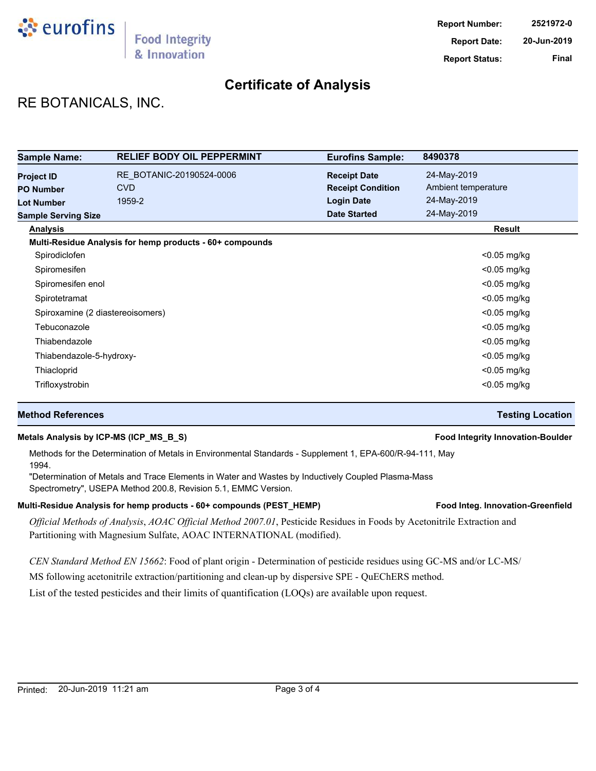**Report Number:** 2521972-0
**Report Date:** 20-Jun-2019
**Report Status:** Final

# Certificate of Analysis

## RE BOTANICALS, INC.

| **Sample Name:** | **RELIEF BODY OIL PEPPERMINT** | **Eurofins Sample:** | **8490378** |
|---|---|---|---|
| **Project ID** | RE_BOTANIC-20190524-0006 | **Receipt Date** | 24-May-2019 |
| **PO Number** | CVD | **Receipt Condition** | Ambient temperature |
| **Lot Number** | 1959-2 | **Login Date** | 24-May-2019 |
| **Sample Serving Size** | | **Date Started** | 24-May-2019 |

| Analysis | Result |
|---|---|
| **Multi-Residue Analysis for hemp products - 60+ compounds** | |
| Spirodiclofen | <0.05 mg/kg |
| Spiromesifen | <0.05 mg/kg |
| Spiromesifen enol | <0.05 mg/kg |
| Spirotetramat | <0.05 mg/kg |
| Spiroxamine (2 diastereoisomers) | <0.05 mg/kg |
| Tebuconazole | <0.05 mg/kg |
| Thiabendazole | <0.05 mg/kg |
| Thiabendazole-5-hydroxy- | <0.05 mg/kg |
| Thiacloprid | <0.05 mg/kg |
| Trifloxystrobin | <0.05 mg/kg |

### Method References — Testing Location

**Metals Analysis by ICP-MS (ICP_MS_B_S)** — **Food Integrity Innovation-Boulder**

Methods for the Determination of Metals in Environmental Standards - Supplement 1, EPA-600/R-94-111, May 1994.
"Determination of Metals and Trace Elements in Water and Wastes by Inductively Coupled Plasma-Mass Spectrometry", USEPA Method 200.8, Revision 5.1, EMMC Version.

**Multi-Residue Analysis for hemp products - 60+ compounds (PEST_HEMP)** — **Food Integ. Innovation-Greenfield**

*Official Methods of Analysis*, *AOAC Official Method 2007.01*, Pesticide Residues in Foods by Acetonitrile Extraction and Partitioning with Magnesium Sulfate, AOAC INTERNATIONAL (modified).

*CEN Standard Method EN 15662*: Food of plant origin - Determination of pesticide residues using GC-MS and/or LC-MS/MS following acetonitrile extraction/partitioning and clean-up by dispersive SPE - QuEChERS method.

List of the tested pesticides and their limits of quantification (LOQs) are available upon request.

Printed: 20-Jun-2019 11:21 am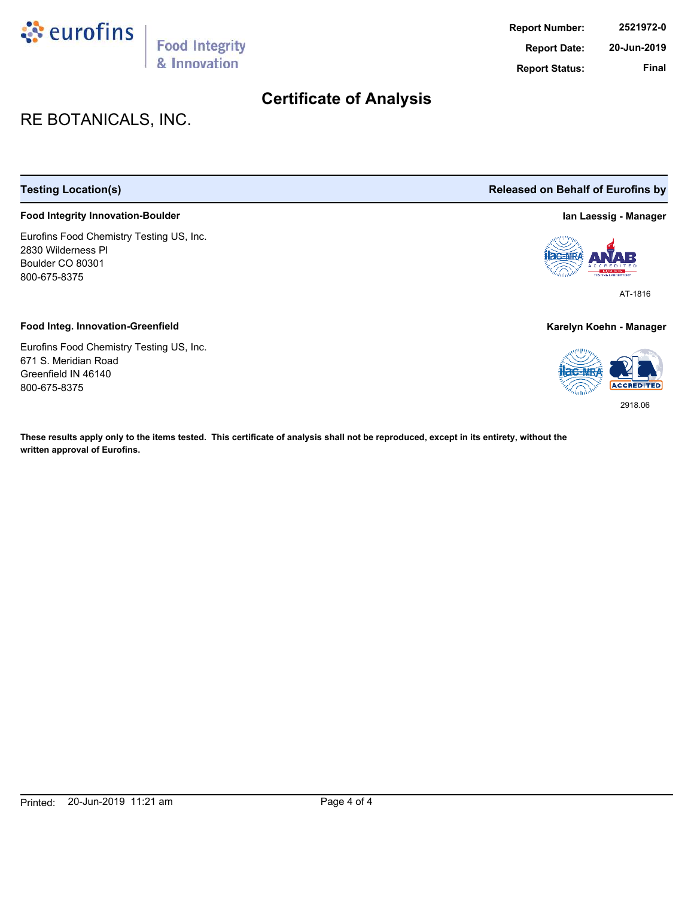eurofins | Food Integrity & Innovation

**Report Number:** 2521972-0
**Report Date:** 20-Jun-2019
**Report Status:** Final

# Certificate of Analysis

## RE BOTANICALS, INC.

| Testing Location(s) | Released on Behalf of Eurofins by |
|---|---|
| **Food Integrity Innovation-Boulder** | **Ian Laessig - Manager** |
| Eurofins Food Chemistry Testing US, Inc. | |
| 2830 Wilderness Pl | |
| Boulder CO 80301 | |
| 800-675-8375 | AT-1816 |
| **Food Integ. Innovation-Greenfield** | **Karelyn Koehn - Manager** |
| Eurofins Food Chemistry Testing US, Inc. | |
| 671 S. Meridian Road | |
| Greenfield IN 46140 | |
| 800-675-8375 | 2918.06 |

**These results apply only to the items tested. This certificate of analysis shall not be reproduced, except in its entirety, without the written approval of Eurofins.**

Printed: 20-Jun-2019 11:21 am